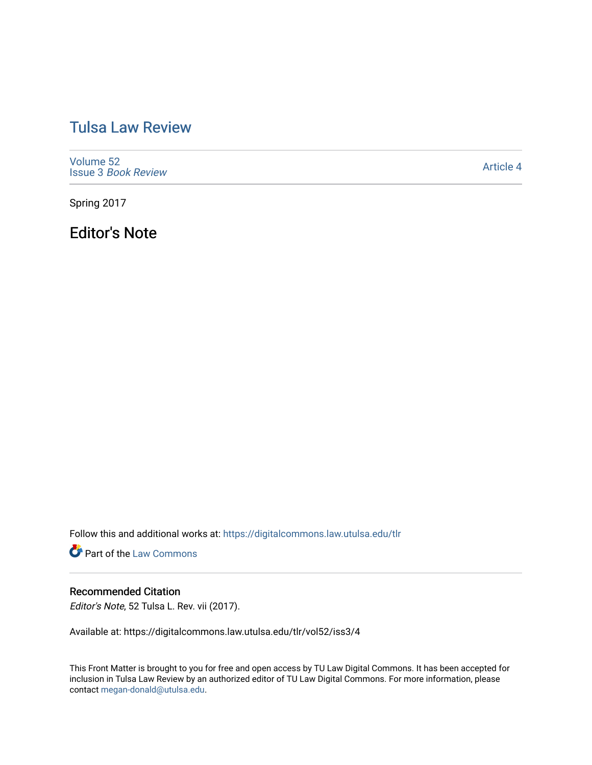# Tulsa Law Review

Volume 52
Issue 3 *Book Review*

Article 4

Spring 2017

## Editor's Note

Follow this and additional works at: https://digitalcommons.law.utulsa.edu/tlr

Part of the Law Commons

### Recommended Citation

*Editor's Note*, 52 Tulsa L. Rev. vii (2017).

Available at: https://digitalcommons.law.utulsa.edu/tlr/vol52/iss3/4

This Front Matter is brought to you for free and open access by TU Law Digital Commons. It has been accepted for inclusion in Tulsa Law Review by an authorized editor of TU Law Digital Commons. For more information, please contact megan-donald@utulsa.edu.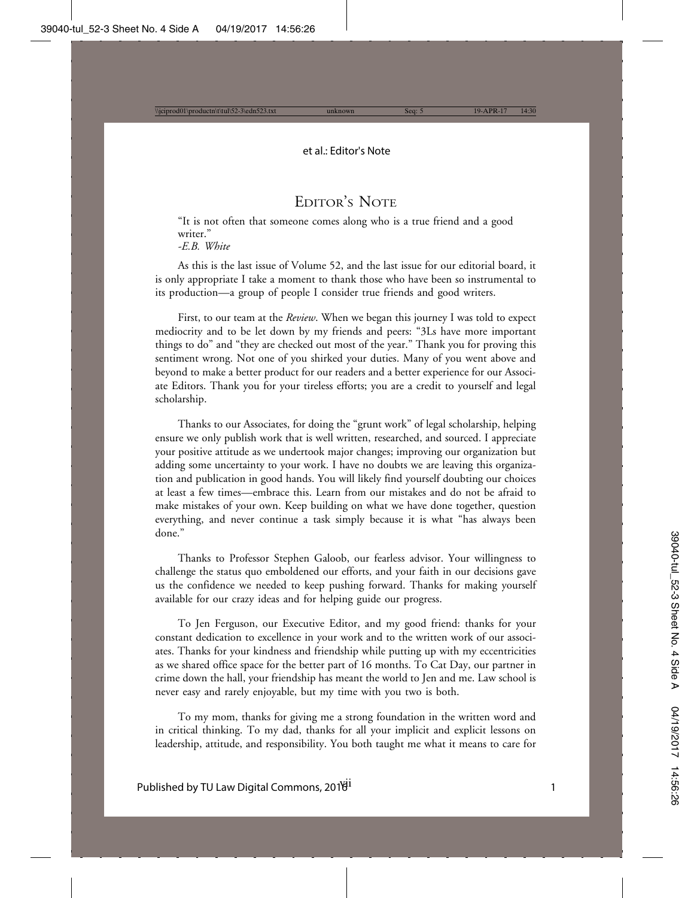# Editor's Note

"It is not often that someone comes along who is a true friend and a good writer."
*-E.B. White*

As this is the last issue of Volume 52, and the last issue for our editorial board, it is only appropriate I take a moment to thank those who have been so instrumental to its production—a group of people I consider true friends and good writers.

First, to our team at the *Review*. When we began this journey I was told to expect mediocrity and to be let down by my friends and peers: "3Ls have more important things to do" and "they are checked out most of the year." Thank you for proving this sentiment wrong. Not one of you shirked your duties. Many of you went above and beyond to make a better product for our readers and a better experience for our Associate Editors. Thank you for your tireless efforts; you are a credit to yourself and legal scholarship.

Thanks to our Associates, for doing the "grunt work" of legal scholarship, helping ensure we only publish work that is well written, researched, and sourced. I appreciate your positive attitude as we undertook major changes; improving our organization but adding some uncertainty to your work. I have no doubts we are leaving this organization and publication in good hands. You will likely find yourself doubting our choices at least a few times—embrace this. Learn from our mistakes and do not be afraid to make mistakes of your own. Keep building on what we have done together, question everything, and never continue a task simply because it is what "has always been done."

Thanks to Professor Stephen Galoob, our fearless advisor. Your willingness to challenge the status quo emboldened our efforts, and your faith in our decisions gave us the confidence we needed to keep pushing forward. Thanks for making yourself available for our crazy ideas and for helping guide our progress.

To Jen Ferguson, our Executive Editor, and my good friend: thanks for your constant dedication to excellence in your work and to the written work of our associates. Thanks for your kindness and friendship while putting up with my eccentricities as we shared office space for the better part of 16 months. To Cat Day, our partner in crime down the hall, your friendship has meant the world to Jen and me. Law school is never easy and rarely enjoyable, but my time with you two is both.

To my mom, thanks for giving me a strong foundation in the written word and in critical thinking. To my dad, thanks for all your implicit and explicit lessons on leadership, attitude, and responsibility. You both taught me what it means to care for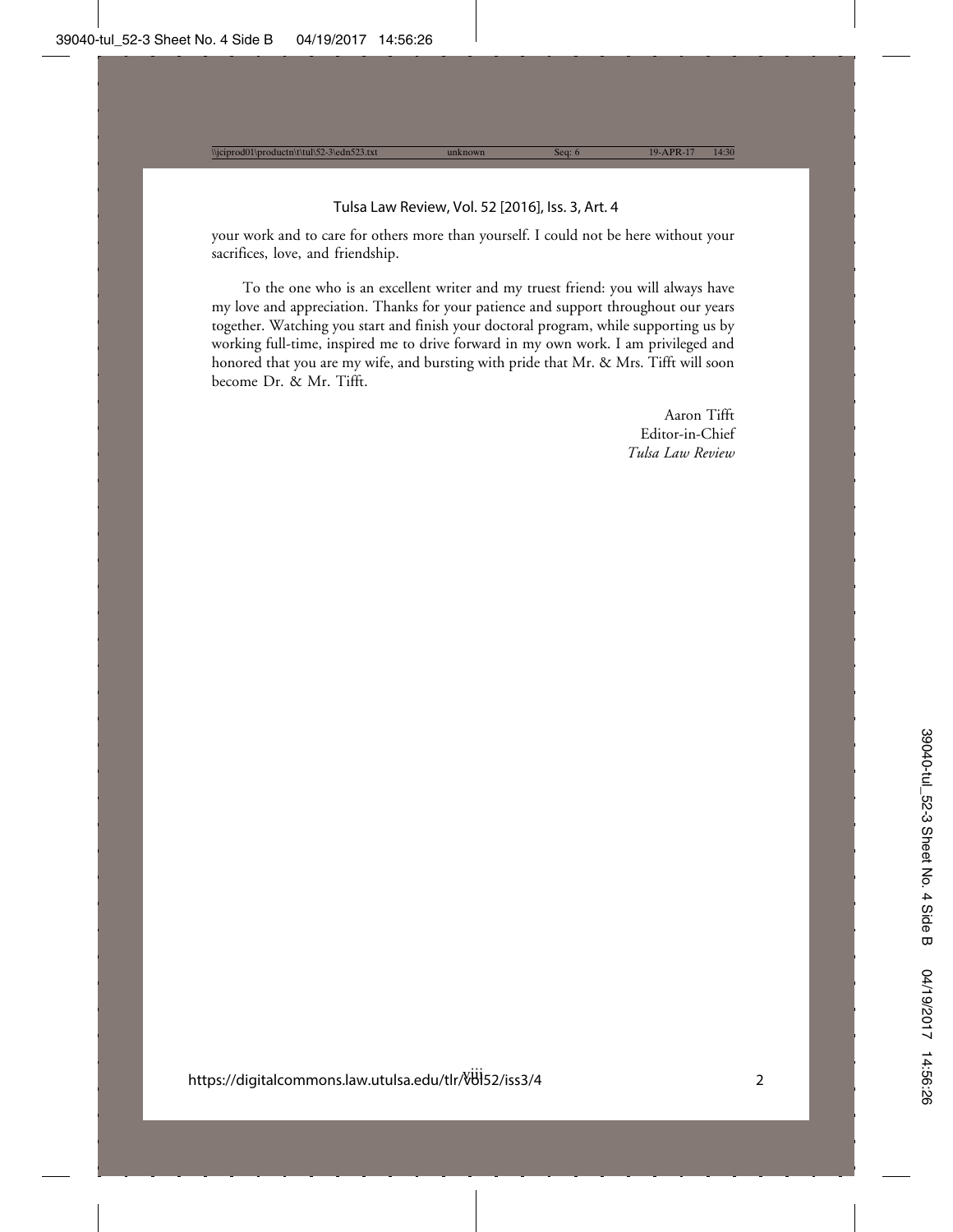your work and to care for others more than yourself. I could not be here without your sacrifices, love, and friendship.

To the one who is an excellent writer and my truest friend: you will always have my love and appreciation. Thanks for your patience and support throughout our years together. Watching you start and finish your doctoral program, while supporting us by working full-time, inspired me to drive forward in my own work. I am privileged and honored that you are my wife, and bursting with pride that Mr. & Mrs. Tifft will soon become Dr. & Mr. Tifft.

Aaron Tifft
Editor-in-Chief
*Tulsa Law Review*